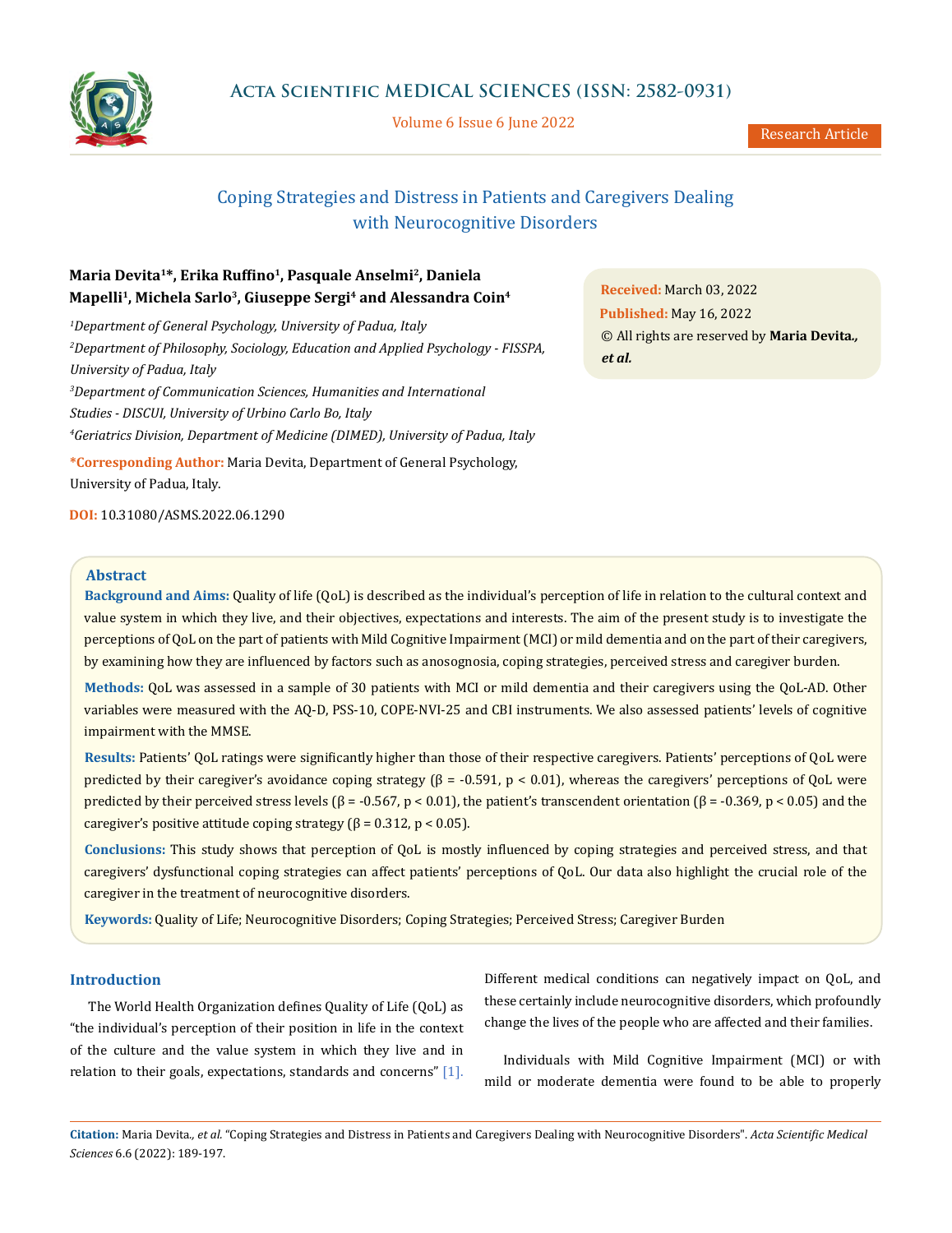Research Article

# Coping Strategies and Distress in Patients and Caregivers Dealing with Neurocognitive Disorders

**Maria Devita[1]*, Erika Ruffino[1], Pasquale Anselmi[2], Daniela Mapelli[1], Michela Sarlo[3], Giuseppe Sergi[4] and Alessandra Coin[4]**

[1]*Department of General Psychology, University of Padua, Italy*

[2]*Department of Philosophy, Sociology, Education and Applied Psychology - FISSPA, University of Padua, Italy*

[3]*Department of Communication Sciences, Humanities and International Studies - DISCUI, University of Urbino Carlo Bo, Italy*

[4]*Geriatrics Division, Department of Medicine (DIMED), University of Padua, Italy*

**\*Corresponding Author:** Maria Devita, Department of General Psychology, University of Padua, Italy.

**DOI:** 10.31080/ASMS.2022.06.1290

**Received:** March 03, 2022

**Published:** May 16, 2022

© All rights are reserved by **Maria Devita., *et al.***

## Abstract

**Background and Aims:** Quality of life (QoL) is described as the individual's perception of life in relation to the cultural context and value system in which they live, and their objectives, expectations and interests. The aim of the present study is to investigate the perceptions of QoL on the part of patients with Mild Cognitive Impairment (MCI) or mild dementia and on the part of their caregivers, by examining how they are influenced by factors such as anosognosia, coping strategies, perceived stress and caregiver burden.

**Methods:** QoL was assessed in a sample of 30 patients with MCI or mild dementia and their caregivers using the QoL-AD. Other variables were measured with the AQ-D, PSS-10, COPE-NVI-25 and CBI instruments. We also assessed patients' levels of cognitive impairment with the MMSE.

**Results:** Patients' QoL ratings were significantly higher than those of their respective caregivers. Patients' perceptions of QoL were predicted by their caregiver's avoidance coping strategy ($\beta = -0.591$, $p < 0.01$), whereas the caregivers' perceptions of QoL were predicted by their perceived stress levels ($\beta = -0.567$, $p < 0.01$), the patient's transcendent orientation ($\beta = -0.369$, $p < 0.05$) and the caregiver's positive attitude coping strategy ($\beta = 0.312$, $p < 0.05$).

**Conclusions:** This study shows that perception of QoL is mostly influenced by coping strategies and perceived stress, and that caregivers' dysfunctional coping strategies can affect patients' perceptions of QoL. Our data also highlight the crucial role of the caregiver in the treatment of neurocognitive disorders.

**Keywords:** Quality of Life; Neurocognitive Disorders; Coping Strategies; Perceived Stress; Caregiver Burden

## Introduction

The World Health Organization defines Quality of Life (QoL) as "the individual's perception of their position in life in the context of the culture and the value system in which they live and in relation to their goals, expectations, standards and concerns" [1]. Different medical conditions can negatively impact on QoL, and these certainly include neurocognitive disorders, which profoundly change the lives of the people who are affected and their families.

Individuals with Mild Cognitive Impairment (MCI) or with mild or moderate dementia were found to be able to properly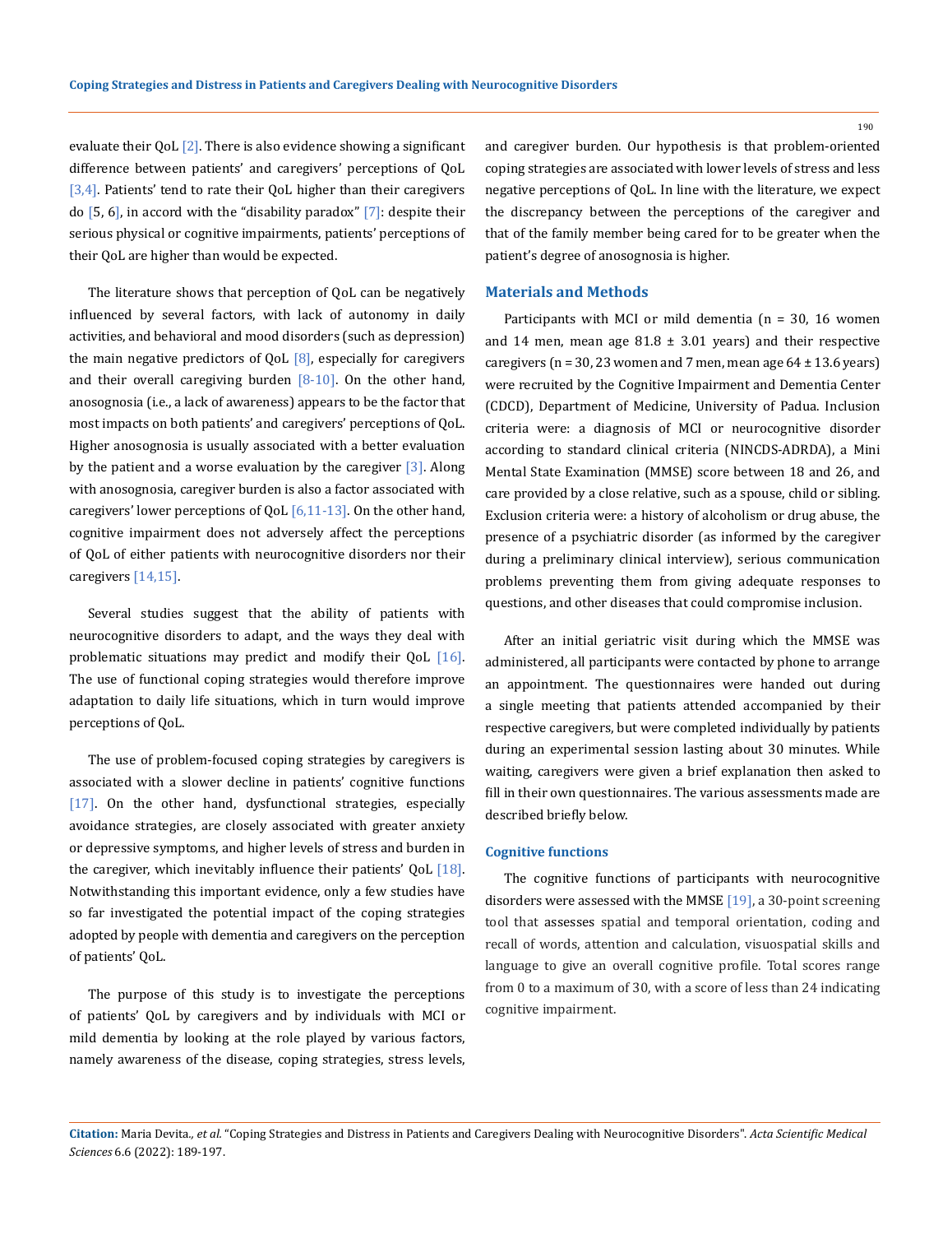evaluate their QoL [2]. There is also evidence showing a significant difference between patients' and caregivers' perceptions of QoL [3,4]. Patients' tend to rate their QoL higher than their caregivers do [5, 6], in accord with the "disability paradox" [7]: despite their serious physical or cognitive impairments, patients' perceptions of their QoL are higher than would be expected.

The literature shows that perception of QoL can be negatively influenced by several factors, with lack of autonomy in daily activities, and behavioral and mood disorders (such as depression) the main negative predictors of QoL [8], especially for caregivers and their overall caregiving burden [8-10]. On the other hand, anosognosia (i.e., a lack of awareness) appears to be the factor that most impacts on both patients' and caregivers' perceptions of QoL. Higher anosognosia is usually associated with a better evaluation by the patient and a worse evaluation by the caregiver [3]. Along with anosognosia, caregiver burden is also a factor associated with caregivers' lower perceptions of QoL [6,11-13]. On the other hand, cognitive impairment does not adversely affect the perceptions of QoL of either patients with neurocognitive disorders nor their caregivers [14,15].

Several studies suggest that the ability of patients with neurocognitive disorders to adapt, and the ways they deal with problematic situations may predict and modify their QoL [16]. The use of functional coping strategies would therefore improve adaptation to daily life situations, which in turn would improve perceptions of QoL.

The use of problem-focused coping strategies by caregivers is associated with a slower decline in patients' cognitive functions [17]. On the other hand, dysfunctional strategies, especially avoidance strategies, are closely associated with greater anxiety or depressive symptoms, and higher levels of stress and burden in the caregiver, which inevitably influence their patients' QoL [18]. Notwithstanding this important evidence, only a few studies have so far investigated the potential impact of the coping strategies adopted by people with dementia and caregivers on the perception of patients' QoL.

The purpose of this study is to investigate the perceptions of patients' QoL by caregivers and by individuals with MCI or mild dementia by looking at the role played by various factors, namely awareness of the disease, coping strategies, stress levels, and caregiver burden. Our hypothesis is that problem-oriented coping strategies are associated with lower levels of stress and less negative perceptions of QoL. In line with the literature, we expect the discrepancy between the perceptions of the caregiver and that of the family member being cared for to be greater when the patient's degree of anosognosia is higher.

## Materials and Methods

Participants with MCI or mild dementia (n = 30, 16 women and 14 men, mean age 81.8 ± 3.01 years) and their respective caregivers (n = 30, 23 women and 7 men, mean age 64 ± 13.6 years) were recruited by the Cognitive Impairment and Dementia Center (CDCD), Department of Medicine, University of Padua. Inclusion criteria were: a diagnosis of MCI or neurocognitive disorder according to standard clinical criteria (NINCDS-ADRDA), a Mini Mental State Examination (MMSE) score between 18 and 26, and care provided by a close relative, such as a spouse, child or sibling. Exclusion criteria were: a history of alcoholism or drug abuse, the presence of a psychiatric disorder (as informed by the caregiver during a preliminary clinical interview), serious communication problems preventing them from giving adequate responses to questions, and other diseases that could compromise inclusion.

After an initial geriatric visit during which the MMSE was administered, all participants were contacted by phone to arrange an appointment. The questionnaires were handed out during a single meeting that patients attended accompanied by their respective caregivers, but were completed individually by patients during an experimental session lasting about 30 minutes. While waiting, caregivers were given a brief explanation then asked to fill in their own questionnaires. The various assessments made are described briefly below.

### Cognitive functions

The cognitive functions of participants with neurocognitive disorders were assessed with the MMSE [19], a 30-point screening tool that assesses spatial and temporal orientation, coding and recall of words, attention and calculation, visuospatial skills and language to give an overall cognitive profile. Total scores range from 0 to a maximum of 30, with a score of less than 24 indicating cognitive impairment.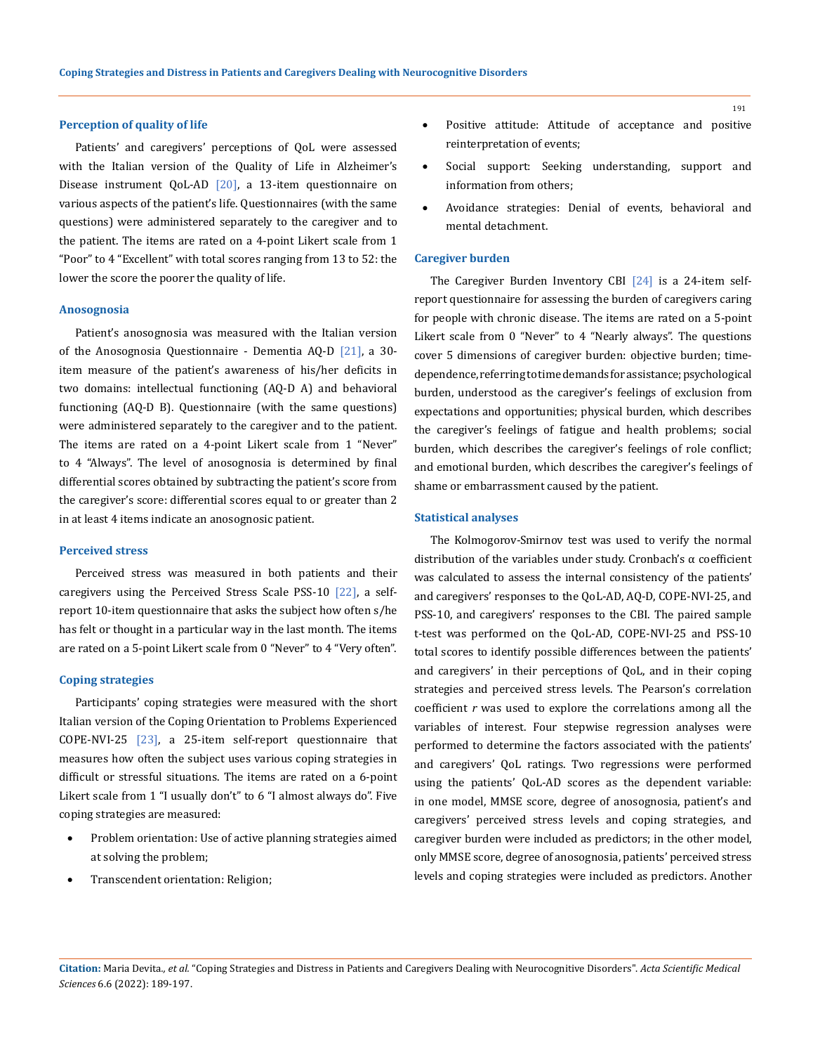### Perception of quality of life

Patients' and caregivers' perceptions of QoL were assessed with the Italian version of the Quality of Life in Alzheimer's Disease instrument QoL-AD [20], a 13-item questionnaire on various aspects of the patient's life. Questionnaires (with the same questions) were administered separately to the caregiver and to the patient. The items are rated on a 4-point Likert scale from 1 "Poor" to 4 "Excellent" with total scores ranging from 13 to 52: the lower the score the poorer the quality of life.

### Anosognosia

Patient's anosognosia was measured with the Italian version of the Anosognosia Questionnaire - Dementia AQ-D [21], a 30-item measure of the patient's awareness of his/her deficits in two domains: intellectual functioning (AQ-D A) and behavioral functioning (AQ-D B). Questionnaire (with the same questions) were administered separately to the caregiver and to the patient. The items are rated on a 4-point Likert scale from 1 "Never" to 4 "Always". The level of anosognosia is determined by final differential scores obtained by subtracting the patient's score from the caregiver's score: differential scores equal to or greater than 2 in at least 4 items indicate an anosognosic patient.

### Perceived stress

Perceived stress was measured in both patients and their caregivers using the Perceived Stress Scale PSS-10 [22], a self-report 10-item questionnaire that asks the subject how often s/he has felt or thought in a particular way in the last month. The items are rated on a 5-point Likert scale from 0 "Never" to 4 "Very often".

### Coping strategies

Participants' coping strategies were measured with the short Italian version of the Coping Orientation to Problems Experienced COPE-NVI-25 [23], a 25-item self-report questionnaire that measures how often the subject uses various coping strategies in difficult or stressful situations. The items are rated on a 6-point Likert scale from 1 "I usually don't" to 6 "I almost always do". Five coping strategies are measured:

- Problem orientation: Use of active planning strategies aimed at solving the problem;
- Transcendent orientation: Religion;
- Positive attitude: Attitude of acceptance and positive reinterpretation of events;
- Social support: Seeking understanding, support and information from others;
- Avoidance strategies: Denial of events, behavioral and mental detachment.

### Caregiver burden

The Caregiver Burden Inventory CBI [24] is a 24-item self-report questionnaire for assessing the burden of caregivers caring for people with chronic disease. The items are rated on a 5-point Likert scale from 0 "Never" to 4 "Nearly always". The questions cover 5 dimensions of caregiver burden: objective burden; time-dependence, referring to time demands for assistance; psychological burden, understood as the caregiver's feelings of exclusion from expectations and opportunities; physical burden, which describes the caregiver's feelings of fatigue and health problems; social burden, which describes the caregiver's feelings of role conflict; and emotional burden, which describes the caregiver's feelings of shame or embarrassment caused by the patient.

### Statistical analyses

The Kolmogorov-Smirnov test was used to verify the normal distribution of the variables under study. Cronbach's α coefficient was calculated to assess the internal consistency of the patients' and caregivers' responses to the QoL-AD, AQ-D, COPE-NVI-25, and PSS-10, and caregivers' responses to the CBI. The paired sample t-test was performed on the QoL-AD, COPE-NVI-25 and PSS-10 total scores to identify possible differences between the patients' and caregivers' in their perceptions of QoL, and in their coping strategies and perceived stress levels. The Pearson's correlation coefficient $r$ was used to explore the correlations among all the variables of interest. Four stepwise regression analyses were performed to determine the factors associated with the patients' and caregivers' QoL ratings. Two regressions were performed using the patients' QoL-AD scores as the dependent variable: in one model, MMSE score, degree of anosognosia, patient's and caregivers' perceived stress levels and coping strategies, and caregiver burden were included as predictors; in the other model, only MMSE score, degree of anosognosia, patients' perceived stress levels and coping strategies were included as predictors. Another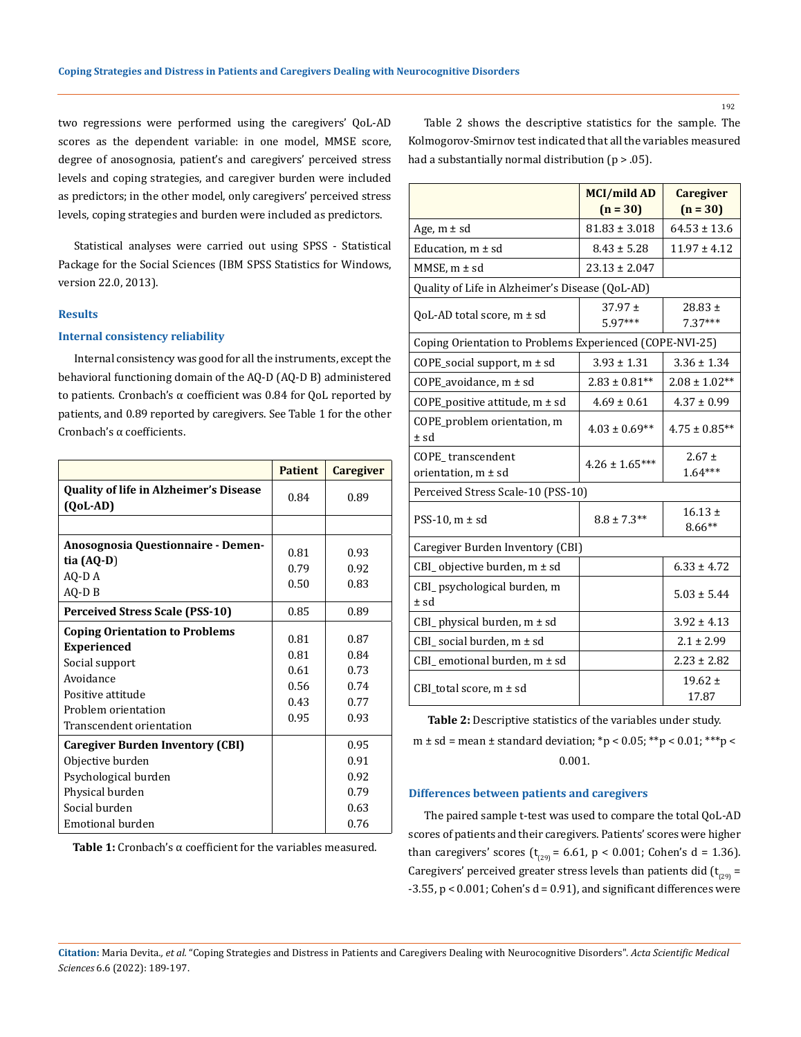two regressions were performed using the caregivers' QoL-AD scores as the dependent variable: in one model, MMSE score, degree of anosognosia, patient's and caregivers' perceived stress levels and coping strategies, and caregiver burden were included as predictors; in the other model, only caregivers' perceived stress levels, coping strategies and burden were included as predictors.

Statistical analyses were carried out using SPSS - Statistical Package for the Social Sciences (IBM SPSS Statistics for Windows, version 22.0, 2013).

## Results

### Internal consistency reliability

Internal consistency was good for all the instruments, except the behavioral functioning domain of the AQ-D (AQ-D B) administered to patients. Cronbach's α coefficient was 0.84 for QoL reported by patients, and 0.89 reported by caregivers. See Table 1 for the other Cronbach's α coefficients.

| | Patient | Caregiver |
|---|---|---|
| **Quality of life in Alzheimer's Disease (QoL-AD)** | 0.84 | 0.89 |
| | | |
| **Anosognosia Questionnaire - Dementia (AQ-D)** | 0.81 | 0.93 |
| AQ-D A | 0.79 | 0.92 |
| AQ-D B | 0.50 | 0.83 |
| **Perceived Stress Scale (PSS-10)** | 0.85 | 0.89 |
| **Coping Orientation to Problems Experienced** | 0.81 | 0.87 |
| Social support | 0.81 | 0.84 |
| Avoidance | 0.61 | 0.73 |
| Positive attitude | 0.56 | 0.74 |
| Problem orientation | 0.43 | 0.77 |
| Transcendent orientation | 0.95 | 0.93 |
| **Caregiver Burden Inventory (CBI)** | | 0.95 |
| Objective burden | | 0.91 |
| Psychological burden | | 0.92 |
| Physical burden | | 0.79 |
| Social burden | | 0.63 |
| Emotional burden | | 0.76 |

**Table 1:** Cronbach's α coefficient for the variables measured.

Table 2 shows the descriptive statistics for the sample. The Kolmogorov-Smirnov test indicated that all the variables measured had a substantially normal distribution ($p > .05$).

| | MCI/mild AD (n = 30) | Caregiver (n = 30) |
|---|---|---|
| Age, m ± sd | 81.83 ± 3.018 | 64.53 ± 13.6 |
| Education, m ± sd | 8.43 ± 5.28 | 11.97 ± 4.12 |
| MMSE, m ± sd | 23.13 ± 2.047 | |
| Quality of Life in Alzheimer's Disease (QoL-AD) | | |
| QoL-AD total score, m ± sd | 37.97 ± 5.97*** | 28.83 ± 7.37*** |
| Coping Orientation to Problems Experienced (COPE-NVI-25) | | |
| COPE_social support, m ± sd | 3.93 ± 1.31 | 3.36 ± 1.34 |
| COPE_avoidance, m ± sd | 2.83 ± 0.81** | 2.08 ± 1.02** |
| COPE_positive attitude, m ± sd | 4.69 ± 0.61 | 4.37 ± 0.99 |
| COPE_problem orientation, m ± sd | 4.03 ± 0.69** | 4.75 ± 0.85** |
| COPE_ transcendent orientation, m ± sd | 4.26 ± 1.65*** | 2.67 ± 1.64*** |
| Perceived Stress Scale-10 (PSS-10) | | |
| PSS-10, m ± sd | 8.8 ± 7.3** | 16.13 ± 8.66** |
| Caregiver Burden Inventory (CBI) | | |
| CBI_ objective burden, m ± sd | | 6.33 ± 4.72 |
| CBI_ psychological burden, m ± sd | | 5.03 ± 5.44 |
| CBI_ physical burden, m ± sd | | 3.92 ± 4.13 |
| CBI_ social burden, m ± sd | | 2.1 ± 2.99 |
| CBI_ emotional burden, m ± sd | | 2.23 ± 2.82 |
| CBI_total score, m ± sd | | 19.62 ± 17.87 |

**Table 2:** Descriptive statistics of the variables under study.
m ± sd = mean ± standard deviation; *$p < 0.05$; **$p < 0.01$; ***$p < 0.001$.

### Differences between patients and caregivers

The paired sample t-test was used to compare the total QoL-AD scores of patients and their caregivers. Patients' scores were higher than caregivers' scores ($t_{(29)} = 6.61$, $p < 0.001$; Cohen's $d = 1.36$). Caregivers' perceived greater stress levels than patients did ($t_{(29)} = -3.55$, $p < 0.001$; Cohen's $d = 0.91$), and significant differences were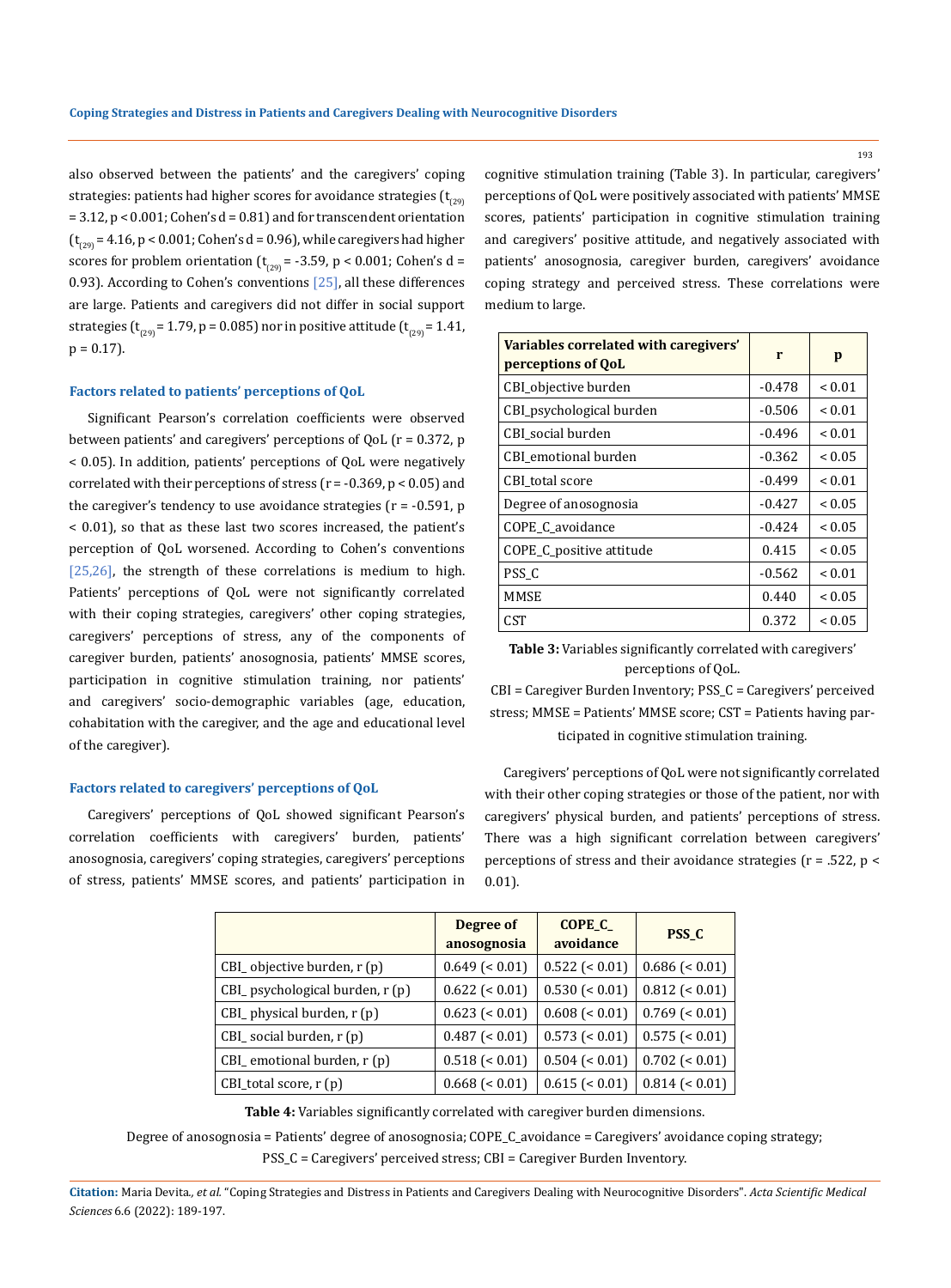also observed between the patients' and the caregivers' coping strategies: patients had higher scores for avoidance strategies ($t_{(29)} = 3.12$, $p < 0.001$; Cohen's d = 0.81) and for transcendent orientation ($t_{(29)} = 4.16$, $p < 0.001$; Cohen's d = 0.96), while caregivers had higher scores for problem orientation ($t_{(29)} = -3.59$, $p < 0.001$; Cohen's d = 0.93). According to Cohen's conventions [25], all these differences are large. Patients and caregivers did not differ in social support strategies ($t_{(29)} = 1.79$, $p = 0.085$) nor in positive attitude ($t_{(29)} = 1.41$, $p = 0.17$).

### Factors related to patients' perceptions of QoL

Significant Pearson's correlation coefficients were observed between patients' and caregivers' perceptions of QoL ($r = 0.372$, $p < 0.05$). In addition, patients' perceptions of QoL were negatively correlated with their perceptions of stress ($r = -0.369$, $p < 0.05$) and the caregiver's tendency to use avoidance strategies ($r = -0.591$, $p < 0.01$), so that as these last two scores increased, the patient's perception of QoL worsened. According to Cohen's conventions [25,26], the strength of these correlations is medium to high. Patients' perceptions of QoL were not significantly correlated with their coping strategies, caregivers' other coping strategies, caregivers' perceptions of stress, any of the components of caregiver burden, patients' anosognosia, patients' MMSE scores, participation in cognitive stimulation training, nor patients' and caregivers' socio-demographic variables (age, education, cohabitation with the caregiver, and the age and educational level of the caregiver).

### Factors related to caregivers' perceptions of QoL

Caregivers' perceptions of QoL showed significant Pearson's correlation coefficients with caregivers' burden, patients' anosognosia, caregivers' coping strategies, caregivers' perceptions of stress, patients' MMSE scores, and patients' participation in cognitive stimulation training (Table 3). In particular, caregivers' perceptions of QoL were positively associated with patients' MMSE scores, patients' participation in cognitive stimulation training and caregivers' positive attitude, and negatively associated with patients' anosognosia, caregiver burden, caregivers' avoidance coping strategy and perceived stress. These correlations were medium to large.

| Variables correlated with caregivers' perceptions of QoL | r | p |
|---|---|---|
| CBI_objective burden | -0.478 | < 0.01 |
| CBI_psychological burden | -0.506 | < 0.01 |
| CBI_social burden | -0.496 | < 0.01 |
| CBI_emotional burden | -0.362 | < 0.05 |
| CBI_total score | -0.499 | < 0.01 |
| Degree of anosognosia | -0.427 | < 0.05 |
| COPE_C_avoidance | -0.424 | < 0.05 |
| COPE_C_positive attitude | 0.415 | < 0.05 |
| PSS_C | -0.562 | < 0.01 |
| MMSE | 0.440 | < 0.05 |
| CST | 0.372 | < 0.05 |

**Table 3:** Variables significantly correlated with caregivers' perceptions of QoL.

CBI = Caregiver Burden Inventory; PSS_C = Caregivers' perceived stress; MMSE = Patients' MMSE score; CST = Patients having participated in cognitive stimulation training.

Caregivers' perceptions of QoL were not significantly correlated with their other coping strategies or those of the patient, nor with caregivers' physical burden, and patients' perceptions of stress. There was a high significant correlation between caregivers' perceptions of stress and their avoidance strategies ($r = .522$, $p < 0.01$).

| | Degree of anosognosia | COPE_C_ avoidance | PSS_C |
|---|---|---|---|
| CBI_ objective burden, r (p) | 0.649 (< 0.01) | 0.522 (< 0.01) | 0.686 (< 0.01) |
| CBI_ psychological burden, r (p) | 0.622 (< 0.01) | 0.530 (< 0.01) | 0.812 (< 0.01) |
| CBI_ physical burden, r (p) | 0.623 (< 0.01) | 0.608 (< 0.01) | 0.769 (< 0.01) |
| CBI_ social burden, r (p) | 0.487 (< 0.01) | 0.573 (< 0.01) | 0.575 (< 0.01) |
| CBI_ emotional burden, r (p) | 0.518 (< 0.01) | 0.504 (< 0.01) | 0.702 (< 0.01) |
| CBI_total score, r (p) | 0.668 (< 0.01) | 0.615 (< 0.01) | 0.814 (< 0.01) |

**Table 4:** Variables significantly correlated with caregiver burden dimensions.

Degree of anosognosia = Patients' degree of anosognosia; COPE_C_avoidance = Caregivers' avoidance coping strategy; PSS_C = Caregivers' perceived stress; CBI = Caregiver Burden Inventory.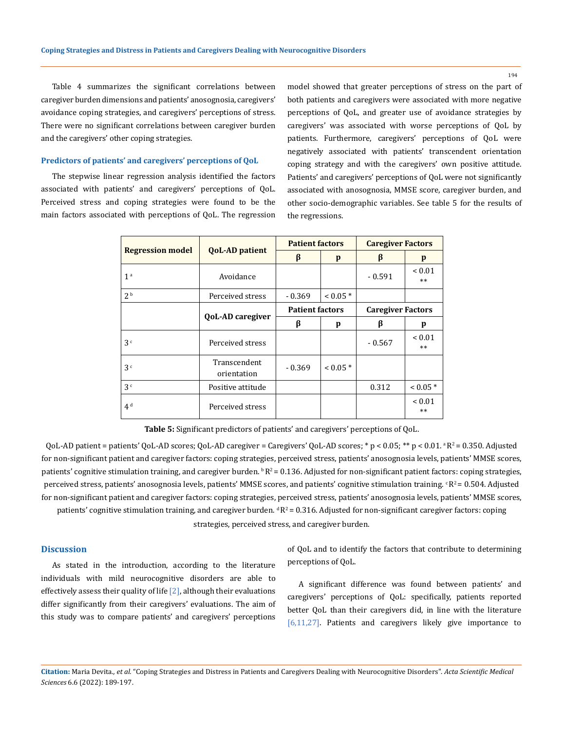Table 4 summarizes the significant correlations between caregiver burden dimensions and patients' anosognosia, caregivers' avoidance coping strategies, and caregivers' perceptions of stress. There were no significant correlations between caregiver burden and the caregivers' other coping strategies.

### Predictors of patients' and caregivers' perceptions of QoL

The stepwise linear regression analysis identified the factors associated with patients' and caregivers' perceptions of QoL. Perceived stress and coping strategies were found to be the main factors associated with perceptions of QoL. The regression model showed that greater perceptions of stress on the part of both patients and caregivers were associated with more negative perceptions of QoL, and greater use of avoidance strategies by caregivers' was associated with worse perceptions of QoL by patients. Furthermore, caregivers' perceptions of QoL were negatively associated with patients' transcendent orientation coping strategy and with the caregivers' own positive attitude. Patients' and caregivers' perceptions of QoL were not significantly associated with anosognosia, MMSE score, caregiver burden, and other socio-demographic variables. See table 5 for the results of the regressions.

| Regression model | QoL-AD patient | Patient factors | | Caregiver Factors | |
|---|---|---|---|---|---|
| | | β | p | β | p |
| 1 [a] | Avoidance | | | - 0.591 | < 0.01 ** |
| 2 [b] | Perceived stress | - 0.369 | < 0.05 * | | |
| | **QoL-AD caregiver** | **Patient factors** | | **Caregiver Factors** | |
| | | **β** | **p** | **β** | **p** |
| 3 [c] | Perceived stress | | | - 0.567 | < 0.01 ** |
| 3 [c] | Transcendent orientation | - 0.369 | < 0.05 * | | |
| 3 [c] | Positive attitude | | | 0.312 | < 0.05 * |
| 4 [d] | Perceived stress | | | | < 0.01 ** |

**Table 5:** Significant predictors of patients' and caregivers' perceptions of QoL.

QoL-AD patient = patients' QoL-AD scores; QoL-AD caregiver = Caregivers' QoL-AD scores; * $p < 0.05$; ** $p < 0.01$. [a] $R^2 = 0.350$. Adjusted for non-significant patient and caregiver factors: coping strategies, perceived stress, patients' anosognosia levels, patients' MMSE scores, patients' cognitive stimulation training, and caregiver burden. [b] $R^2 = 0.136$. Adjusted for non-significant patient factors: coping strategies, perceived stress, patients' anosognosia levels, patients' MMSE scores, and patients' cognitive stimulation training. [c] $R^2 = 0.504$. Adjusted for non-significant patient and caregiver factors: coping strategies, perceived stress, patients' anosognosia levels, patients' MMSE scores, patients' cognitive stimulation training, and caregiver burden. [d] $R^2 = 0.316$. Adjusted for non-significant caregiver factors: coping strategies, perceived stress, and caregiver burden.

## Discussion

As stated in the introduction, according to the literature individuals with mild neurocognitive disorders are able to effectively assess their quality of life [2], although their evaluations differ significantly from their caregivers' evaluations. The aim of this study was to compare patients' and caregivers' perceptions of QoL and to identify the factors that contribute to determining perceptions of QoL.

A significant difference was found between patients' and caregivers' perceptions of QoL: specifically, patients reported better QoL than their caregivers did, in line with the literature [6,11,27]. Patients and caregivers likely give importance to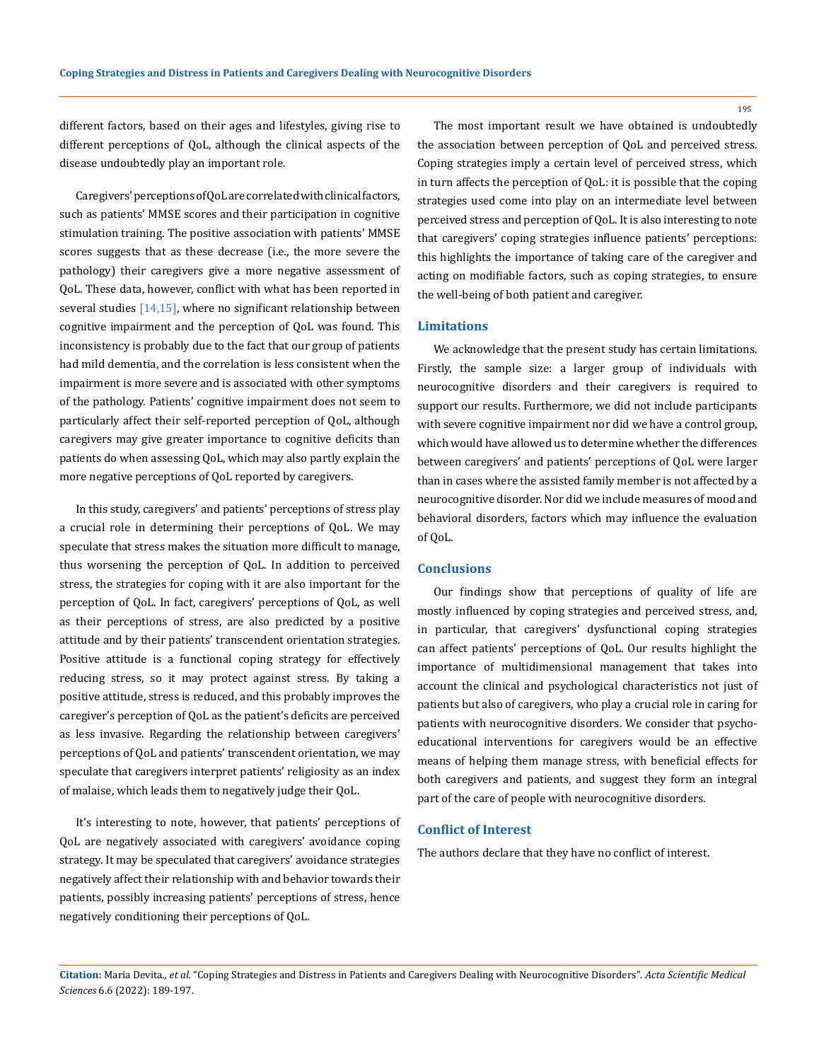different factors, based on their ages and lifestyles, giving rise to different perceptions of QoL, although the clinical aspects of the disease undoubtedly play an important role.

Caregivers' perceptions of QoL are correlated with clinical factors, such as patients' MMSE scores and their participation in cognitive stimulation training. The positive association with patients' MMSE scores suggests that as these decrease (i.e., the more severe the pathology) their caregivers give a more negative assessment of QoL. These data, however, conflict with what has been reported in several studies [14,15], where no significant relationship between cognitive impairment and the perception of QoL was found. This inconsistency is probably due to the fact that our group of patients had mild dementia, and the correlation is less consistent when the impairment is more severe and is associated with other symptoms of the pathology. Patients' cognitive impairment does not seem to particularly affect their self-reported perception of QoL, although caregivers may give greater importance to cognitive deficits than patients do when assessing QoL, which may also partly explain the more negative perceptions of QoL reported by caregivers.

In this study, caregivers' and patients' perceptions of stress play a crucial role in determining their perceptions of QoL. We may speculate that stress makes the situation more difficult to manage, thus worsening the perception of QoL. In addition to perceived stress, the strategies for coping with it are also important for the perception of QoL. In fact, caregivers' perceptions of QoL, as well as their perceptions of stress, are also predicted by a positive attitude and by their patients' transcendent orientation strategies. Positive attitude is a functional coping strategy for effectively reducing stress, so it may protect against stress. By taking a positive attitude, stress is reduced, and this probably improves the caregiver's perception of QoL as the patient's deficits are perceived as less invasive. Regarding the relationship between caregivers' perceptions of QoL and patients' transcendent orientation, we may speculate that caregivers interpret patients' religiosity as an index of malaise, which leads them to negatively judge their QoL.

It's interesting to note, however, that patients' perceptions of QoL are negatively associated with caregivers' avoidance coping strategy. It may be speculated that caregivers' avoidance strategies negatively affect their relationship with and behavior towards their patients, possibly increasing patients' perceptions of stress, hence negatively conditioning their perceptions of QoL.

The most important result we have obtained is undoubtedly the association between perception of QoL and perceived stress. Coping strategies imply a certain level of perceived stress, which in turn affects the perception of QoL: it is possible that the coping strategies used come into play on an intermediate level between perceived stress and perception of QoL. It is also interesting to note that caregivers' coping strategies influence patients' perceptions: this highlights the importance of taking care of the caregiver and acting on modifiable factors, such as coping strategies, to ensure the well-being of both patient and caregiver.

## Limitations

We acknowledge that the present study has certain limitations. Firstly, the sample size: a larger group of individuals with neurocognitive disorders and their caregivers is required to support our results. Furthermore, we did not include participants with severe cognitive impairment nor did we have a control group, which would have allowed us to determine whether the differences between caregivers' and patients' perceptions of QoL were larger than in cases where the assisted family member is not affected by a neurocognitive disorder. Nor did we include measures of mood and behavioral disorders, factors which may influence the evaluation of QoL.

## Conclusions

Our findings show that perceptions of quality of life are mostly influenced by coping strategies and perceived stress, and, in particular, that caregivers' dysfunctional coping strategies can affect patients' perceptions of QoL. Our results highlight the importance of multidimensional management that takes into account the clinical and psychological characteristics not just of patients but also of caregivers, who play a crucial role in caring for patients with neurocognitive disorders. We consider that psycho-educational interventions for caregivers would be an effective means of helping them manage stress, with beneficial effects for both caregivers and patients, and suggest they form an integral part of the care of people with neurocognitive disorders.

## Conflict of Interest

The authors declare that they have no conflict of interest.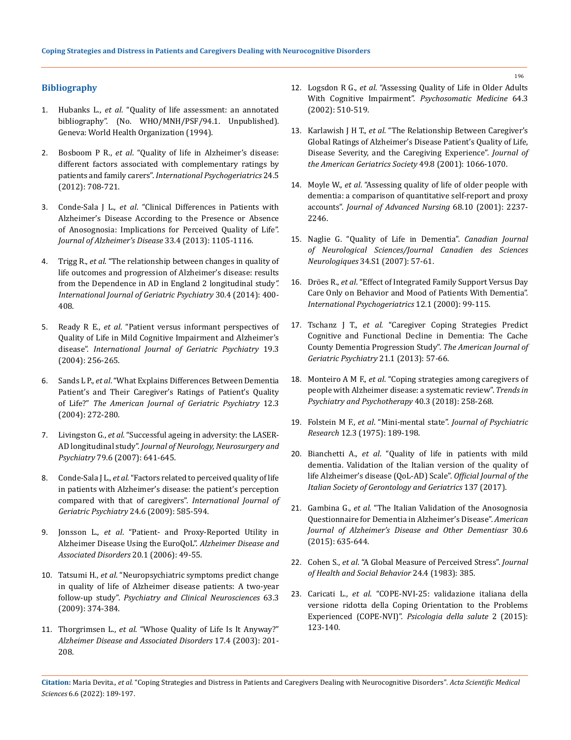## Bibliography

1. Hubanks L., *et al*. "Quality of life assessment: an annotated bibliography". (No. WHO/MNH/PSF/94.1. Unpublished). Geneva: World Health Organization (1994).
2. Bosboom P R., *et al*. "Quality of life in Alzheimer's disease: different factors associated with complementary ratings by patients and family carers". *International Psychogeriatrics* 24.5 (2012): 708-721.
3. Conde-Sala J L., *et al*. "Clinical Differences in Patients with Alzheimer's Disease According to the Presence or Absence of Anosognosia: Implications for Perceived Quality of Life". *Journal of Alzheimer's Disease* 33.4 (2013): 1105-1116.
4. Trigg R., *et al*. "The relationship between changes in quality of life outcomes and progression of Alzheimer's disease: results from the Dependence in AD in England 2 longitudinal study". *International Journal of Geriatric Psychiatry* 30.4 (2014): 400-408.
5. Ready R E., *et al*. "Patient versus informant perspectives of Quality of Life in Mild Cognitive Impairment and Alzheimer's disease". *International Journal of Geriatric Psychiatry* 19.3 (2004): 256-265.
6. Sands L P., *et al*. "What Explains Differences Between Dementia Patient's and Their Caregiver's Ratings of Patient's Quality of Life?" *The American Journal of Geriatric Psychiatry* 12.3 (2004): 272-280.
7. Livingston G., *et al*. "Successful ageing in adversity: the LASER-AD longitudinal study". *Journal of Neurology, Neurosurgery and Psychiatry* 79.6 (2007): 641-645.
8. Conde-Sala J L., *et al*. "Factors related to perceived quality of life in patients with Alzheimer's disease: the patient's perception compared with that of caregivers". *International Journal of Geriatric Psychiatry* 24.6 (2009): 585-594.
9. Jonsson L., *et al*. "Patient- and Proxy-Reported Utility in Alzheimer Disease Using the EuroQoL". *Alzheimer Disease and Associated Disorders* 20.1 (2006): 49-55.
10. Tatsumi H., *et al*. "Neuropsychiatric symptoms predict change in quality of life of Alzheimer disease patients: A two-year follow-up study". *Psychiatry and Clinical Neurosciences* 63.3 (2009): 374-384.
11. Thorgrimsen L., *et al*. "Whose Quality of Life Is It Anyway?" *Alzheimer Disease and Associated Disorders* 17.4 (2003): 201-208.
12. Logsdon R G., *et al*. "Assessing Quality of Life in Older Adults With Cognitive Impairment". *Psychosomatic Medicine* 64.3 (2002): 510-519.
13. Karlawish J H T., *et al*. "The Relationship Between Caregiver's Global Ratings of Alzheimer's Disease Patient's Quality of Life, Disease Severity, and the Caregiving Experience". *Journal of the American Geriatrics Society* 49.8 (2001): 1066-1070.
14. Moyle W., *et al*. "Assessing quality of life of older people with dementia: a comparison of quantitative self-report and proxy accounts". *Journal of Advanced Nursing* 68.10 (2001): 2237-2246.
15. Naglie G. "Quality of Life in Dementia". *Canadian Journal of Neurological Sciences/Journal Canadien des Sciences Neurologiques* 34.S1 (2007): 57-61.
16. Dröes R., *et al*. "Effect of Integrated Family Support Versus Day Care Only on Behavior and Mood of Patients With Dementia". *International Psychogeriatrics* 12.1 (2000): 99-115.
17. Tschanz J T., *et al*. "Caregiver Coping Strategies Predict Cognitive and Functional Decline in Dementia: The Cache County Dementia Progression Study". *The American Journal of Geriatric Psychiatry* 21.1 (2013): 57-66.
18. Monteiro A M F., *et al*. "Coping strategies among caregivers of people with Alzheimer disease: a systematic review". *Trends in Psychiatry and Psychotherapy* 40.3 (2018): 258-268.
19. Folstein M F., *et al*. "Mini-mental state". *Journal of Psychiatric Research* 12.3 (1975): 189-198.
20. Bianchetti A., *et al*. "Quality of life in patients with mild dementia. Validation of the Italian version of the quality of life Alzheimer's disease (QoL-AD) Scale". *Official Journal of the Italian Society of Gerontology and Geriatrics* 137 (2017).
21. Gambina G., *et al*. "The Italian Validation of the Anosognosia Questionnaire for Dementia in Alzheimer's Disease". *American Journal of Alzheimer's Disease and Other Dementiasr* 30.6 (2015): 635-644.
22. Cohen S., *et al*. "A Global Measure of Perceived Stress". *Journal of Health and Social Behavior* 24.4 (1983): 385.
23. Caricati L., *et al*. "COPE-NVI-25: validazione italiana della versione ridotta della Coping Orientation to the Problems Experienced (COPE-NVI)". *Psicologia della salute* 2 (2015): 123-140.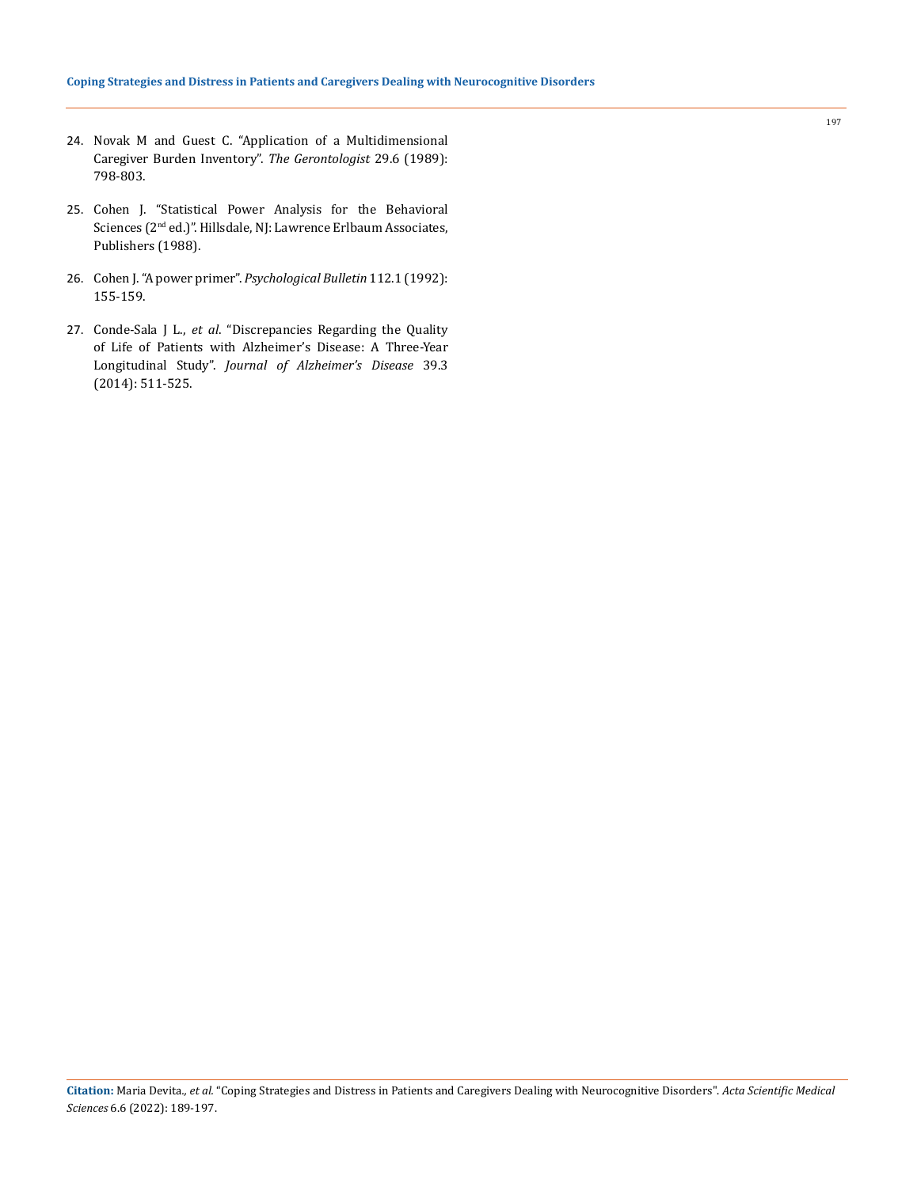24. Novak M and Guest C. "Application of a Multidimensional Caregiver Burden Inventory". *The Gerontologist* 29.6 (1989): 798-803.

25. Cohen J. "Statistical Power Analysis for the Behavioral Sciences (2nd ed.)". Hillsdale, NJ: Lawrence Erlbaum Associates, Publishers (1988).

26. Cohen J. "A power primer". *Psychological Bulletin* 112.1 (1992): 155-159.

27. Conde-Sala J L., *et al*. "Discrepancies Regarding the Quality of Life of Patients with Alzheimer's Disease: A Three-Year Longitudinal Study". *Journal of Alzheimer's Disease* 39.3 (2014): 511-525.